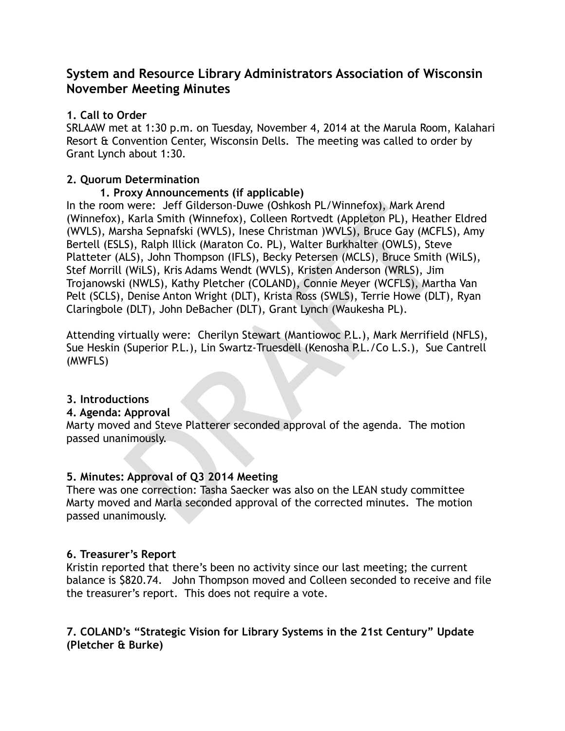# System and Resource Library Administrators Association of Wisconsin November Meeting Minutes

### 1. Call to Order

SRLAAW met at 1:30 p.m. on Tuesday, November 4, 2014 at the Marula Room, Kalahari Resort & Convention Center, Wisconsin Dells. The meeting was called to order by Grant Lynch about 1:30.

### 2. Quorum Determination

**1. Proxy Announcements (if applicable)**

In the room were: Jeff Gilderson-Duwe (Oshkosh PL/Winnefox), Mark Arend (Winnefox), Karla Smith (Winnefox), Colleen Rortvedt (Appleton PL), Heather Eldred (WVLS), Marsha Sepnafski (WVLS), Inese Christman )WVLS), Bruce Gay (MCFLS), Amy Bertell (ESLS), Ralph Illick (Maraton Co. PL), Walter Burkhalter (OWLS), Steve Platteter (ALS), John Thompson (IFLS), Becky Petersen (MCLS), Bruce Smith (WiLS), Stef Morrill (WiLS), Kris Adams Wendt (WVLS), Kristen Anderson (WRLS), Jim Trojanowski (NWLS), Kathy Pletcher (COLAND), Connie Meyer (WCFLS), Martha Van Pelt (SCLS), Denise Anton Wright (DLT), Krista Ross (SWLS), Terrie Howe (DLT), Ryan Claringbole (DLT), John DeBacher (DLT), Grant Lynch (Waukesha PL).

Attending virtually were: Cherilyn Stewart (Mantiowoc P.L.), Mark Merrifield (NFLS), Sue Heskin (Superior P.L.), Lin Swartz-Truesdell (Kenosha P.L./Co L.S.), Sue Cantrell (MWFLS)

### 3. Introductions

### 4. Agenda: Approval

Marty moved and Steve Platterer seconded approval of the agenda. The motion passed unanimously.

### 5. Minutes: Approval of Q3 2014 Meeting

There was one correction: Tasha Saecker was also on the LEAN study committee
Marty moved and Marla seconded approval of the corrected minutes. The motion passed unanimously.

### 6. Treasurer's Report

Kristin reported that there's been no activity since our last meeting; the current balance is $820.74. John Thompson moved and Colleen seconded to receive and file the treasurer's report. This does not require a vote.

### 7. COLAND's "Strategic Vision for Library Systems in the 21st Century" Update (Pletcher & Burke)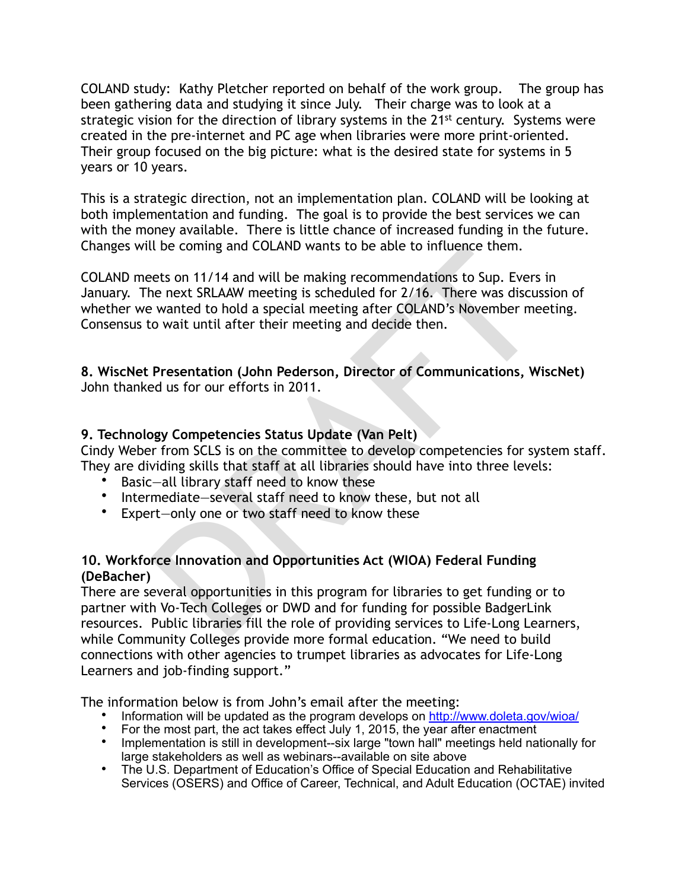COLAND study: Kathy Pletcher reported on behalf of the work group. The group has been gathering data and studying it since July. Their charge was to look at a strategic vision for the direction of library systems in the 21st century. Systems were created in the pre-internet and PC age when libraries were more print-oriented. Their group focused on the big picture: what is the desired state for systems in 5 years or 10 years.

This is a strategic direction, not an implementation plan. COLAND will be looking at both implementation and funding. The goal is to provide the best services we can with the money available. There is little chance of increased funding in the future. Changes will be coming and COLAND wants to be able to influence them.

COLAND meets on 11/14 and will be making recommendations to Sup. Evers in January. The next SRLAAW meeting is scheduled for 2/16. There was discussion of whether we wanted to hold a special meeting after COLAND's November meeting. Consensus to wait until after their meeting and decide then.

**8. WiscNet Presentation (John Pederson, Director of Communications, WiscNet)**
John thanked us for our efforts in 2011.

**9. Technology Competencies Status Update (Van Pelt)**
Cindy Weber from SCLS is on the committee to develop competencies for system staff. They are dividing skills that staff at all libraries should have into three levels:

- Basic—all library staff need to know these
- Intermediate—several staff need to know these, but not all
- Expert—only one or two staff need to know these

**10. Workforce Innovation and Opportunities Act (WIOA) Federal Funding (DeBacher)**
There are several opportunities in this program for libraries to get funding or to partner with Vo-Tech Colleges or DWD and for funding for possible BadgerLink resources. Public libraries fill the role of providing services to Life-Long Learners, while Community Colleges provide more formal education. "We need to build connections with other agencies to trumpet libraries as advocates for Life-Long Learners and job-finding support."

The information below is from John's email after the meeting:

- Information will be updated as the program develops on http://www.doleta.gov/wioa/
- For the most part, the act takes effect July 1, 2015, the year after enactment
- Implementation is still in development--six large "town hall" meetings held nationally for large stakeholders as well as webinars--available on site above
- The U.S. Department of Education's Office of Special Education and Rehabilitative Services (OSERS) and Office of Career, Technical, and Adult Education (OCTAE) invited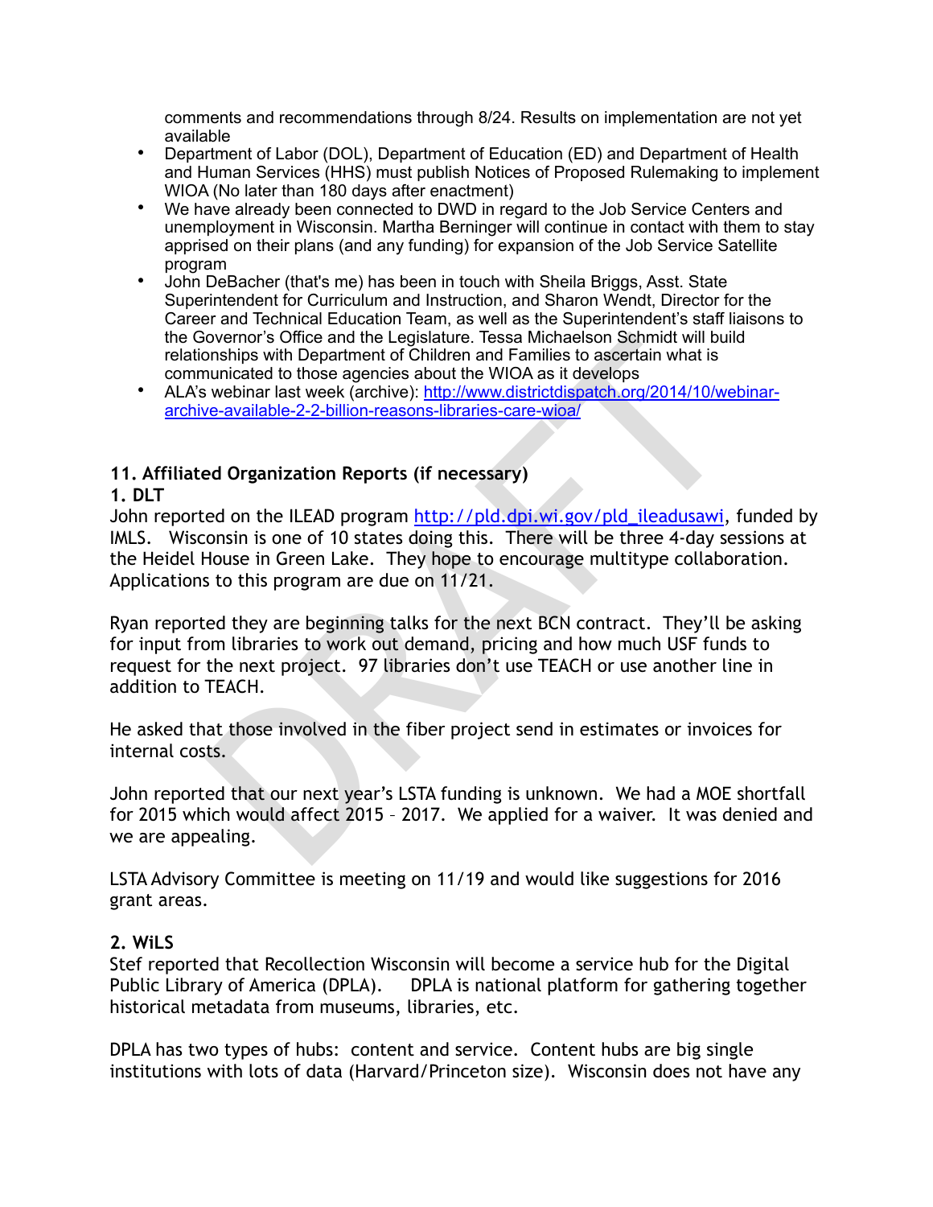comments and recommendations through 8/24. Results on implementation are not yet available

- Department of Labor (DOL), Department of Education (ED) and Department of Health and Human Services (HHS) must publish Notices of Proposed Rulemaking to implement WIOA (No later than 180 days after enactment)
- We have already been connected to DWD in regard to the Job Service Centers and unemployment in Wisconsin. Martha Berninger will continue in contact with them to stay apprised on their plans (and any funding) for expansion of the Job Service Satellite program
- John DeBacher (that's me) has been in touch with Sheila Briggs, Asst. State Superintendent for Curriculum and Instruction, and Sharon Wendt, Director for the Career and Technical Education Team, as well as the Superintendent's staff liaisons to the Governor's Office and the Legislature. Tessa Michaelson Schmidt will build relationships with Department of Children and Families to ascertain what is communicated to those agencies about the WIOA as it develops
- ALA's webinar last week (archive): http://www.districtdispatch.org/2014/10/webinar-archive-available-2-2-billion-reasons-libraries-care-wioa/

**11. Affiliated Organization Reports (if necessary)**

**1. DLT**

John reported on the ILEAD program http://pld.dpi.wi.gov/pld_ileadusawi, funded by IMLS. Wisconsin is one of 10 states doing this. There will be three 4-day sessions at the Heidel House in Green Lake. They hope to encourage multitype collaboration. Applications to this program are due on 11/21.

Ryan reported they are beginning talks for the next BCN contract. They'll be asking for input from libraries to work out demand, pricing and how much USF funds to request for the next project. 97 libraries don't use TEACH or use another line in addition to TEACH.

He asked that those involved in the fiber project send in estimates or invoices for internal costs.

John reported that our next year's LSTA funding is unknown. We had a MOE shortfall for 2015 which would affect 2015 – 2017. We applied for a waiver. It was denied and we are appealing.

LSTA Advisory Committee is meeting on 11/19 and would like suggestions for 2016 grant areas.

**2. WiLS**

Stef reported that Recollection Wisconsin will become a service hub for the Digital Public Library of America (DPLA). DPLA is national platform for gathering together historical metadata from museums, libraries, etc.

DPLA has two types of hubs: content and service. Content hubs are big single institutions with lots of data (Harvard/Princeton size). Wisconsin does not have any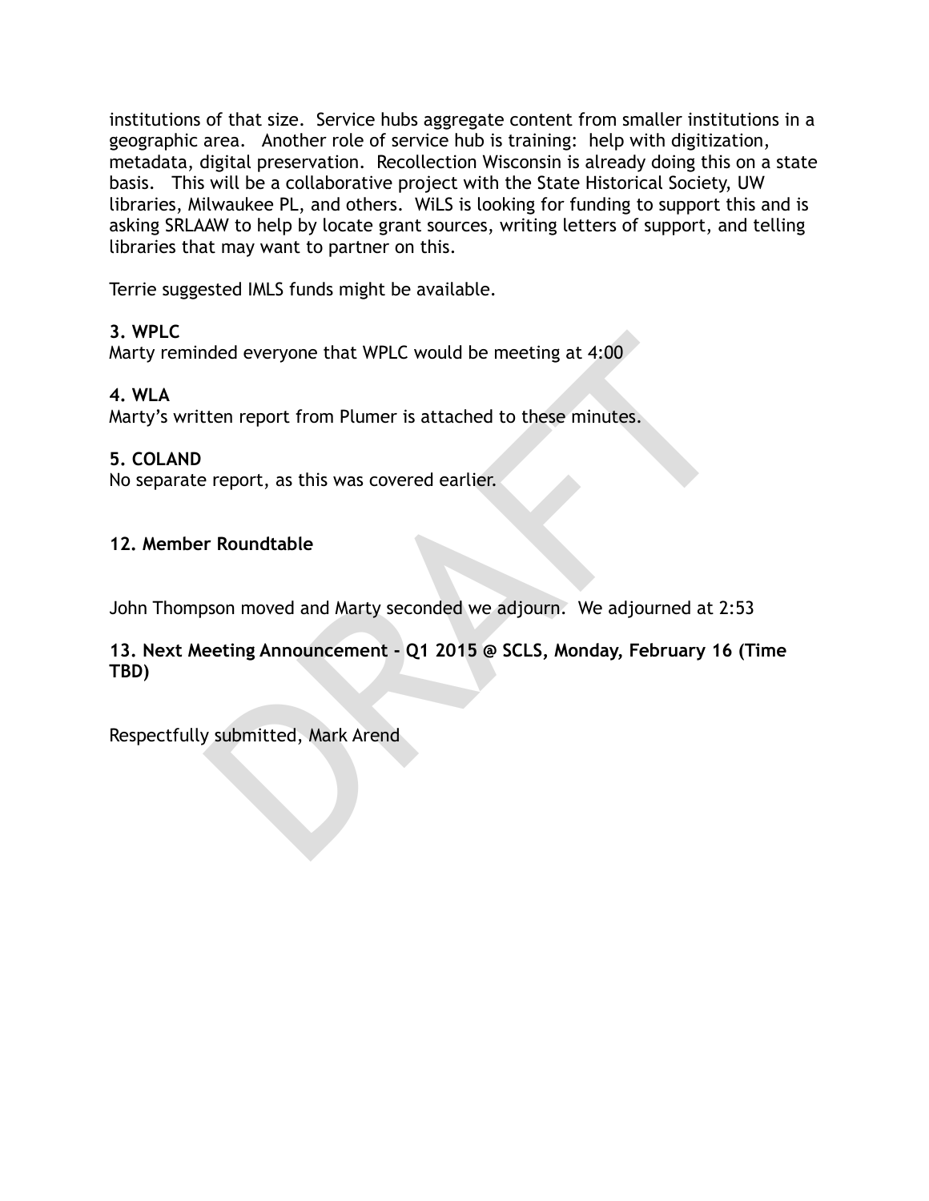institutions of that size. Service hubs aggregate content from smaller institutions in a geographic area. Another role of service hub is training: help with digitization, metadata, digital preservation. Recollection Wisconsin is already doing this on a state basis. This will be a collaborative project with the State Historical Society, UW libraries, Milwaukee PL, and others. WiLS is looking for funding to support this and is asking SRLAAW to help by locate grant sources, writing letters of support, and telling libraries that may want to partner on this.

Terrie suggested IMLS funds might be available.

**3. WPLC**
Marty reminded everyone that WPLC would be meeting at 4:00

**4. WLA**
Marty's written report from Plumer is attached to these minutes.

**5. COLAND**
No separate report, as this was covered earlier.

**12. Member Roundtable**

John Thompson moved and Marty seconded we adjourn. We adjourned at 2:53

**13. Next Meeting Announcement - Q1 2015 @ SCLS, Monday, February 16 (Time TBD)**

Respectfully submitted, Mark Arend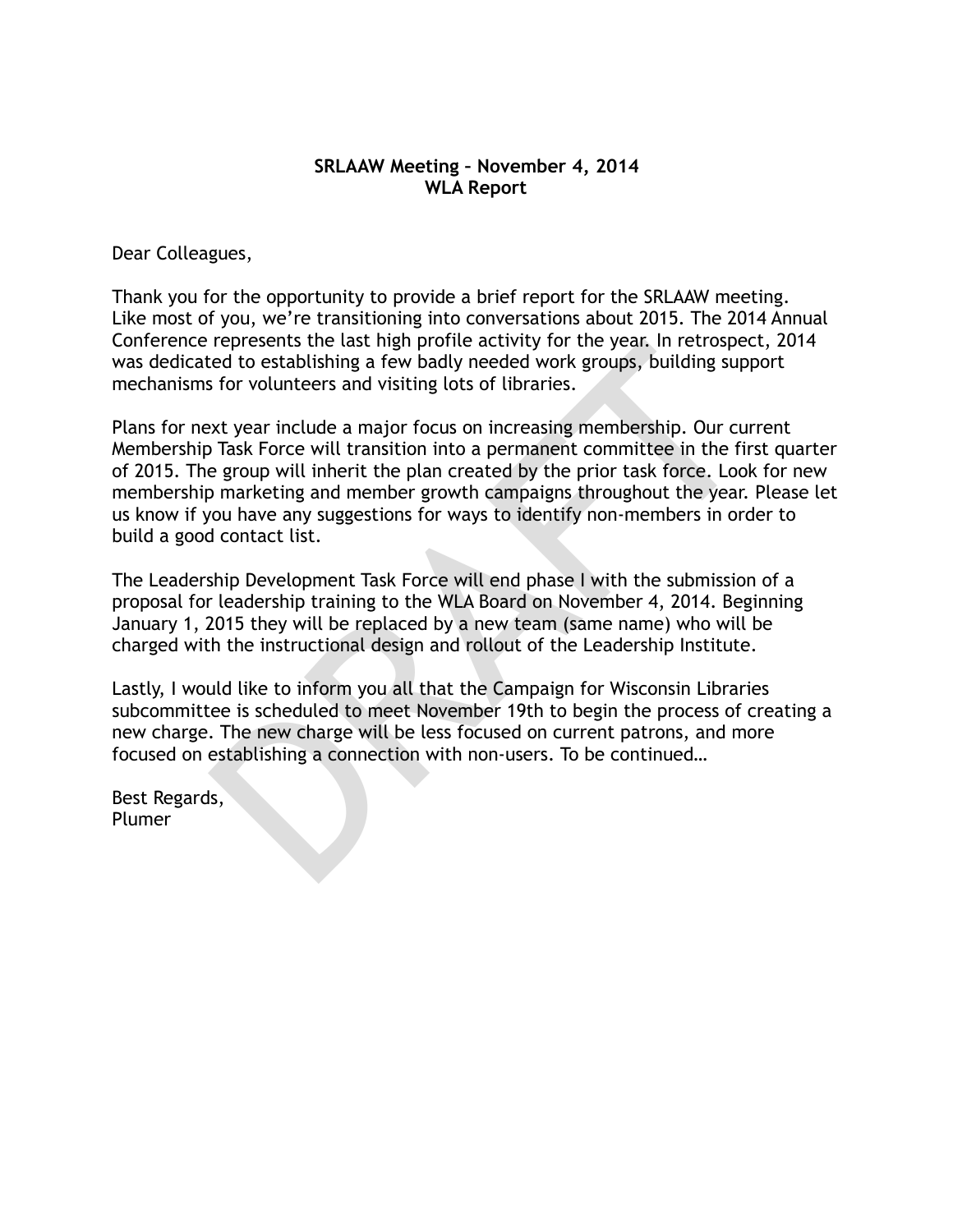**SRLAAW Meeting – November 4, 2014**
**WLA Report**

Dear Colleagues,

Thank you for the opportunity to provide a brief report for the SRLAAW meeting. Like most of you, we're transitioning into conversations about 2015. The 2014 Annual Conference represents the last high profile activity for the year. In retrospect, 2014 was dedicated to establishing a few badly needed work groups, building support mechanisms for volunteers and visiting lots of libraries.

Plans for next year include a major focus on increasing membership. Our current Membership Task Force will transition into a permanent committee in the first quarter of 2015. The group will inherit the plan created by the prior task force. Look for new membership marketing and member growth campaigns throughout the year. Please let us know if you have any suggestions for ways to identify non-members in order to build a good contact list.

The Leadership Development Task Force will end phase I with the submission of a proposal for leadership training to the WLA Board on November 4, 2014. Beginning January 1, 2015 they will be replaced by a new team (same name) who will be charged with the instructional design and rollout of the Leadership Institute.

Lastly, I would like to inform you all that the Campaign for Wisconsin Libraries subcommittee is scheduled to meet November 19th to begin the process of creating a new charge. The new charge will be less focused on current patrons, and more focused on establishing a connection with non-users. To be continued…

Best Regards,
Plumer